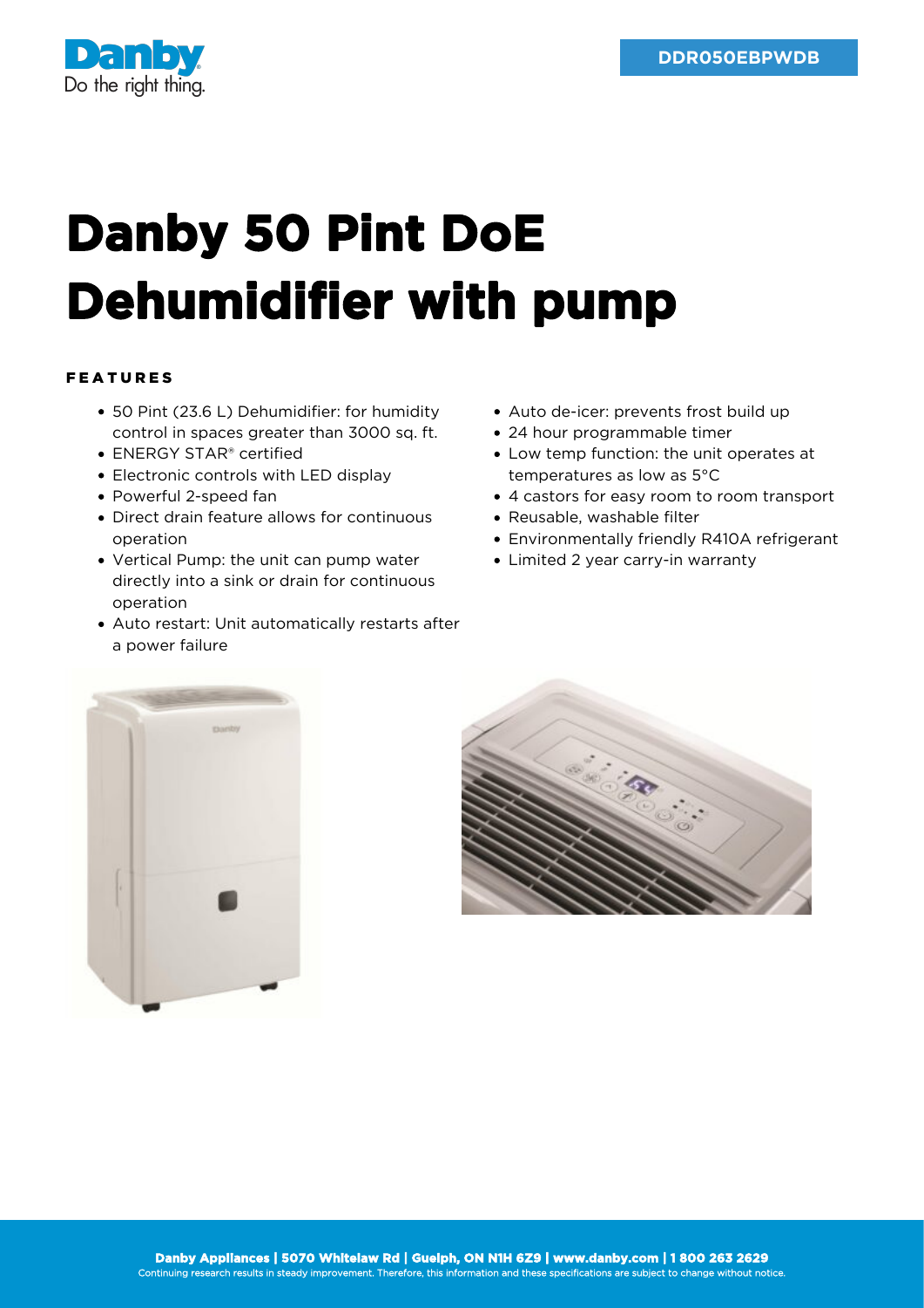Danby
Do the right thing.

DDR050EBPWDB

# Danby 50 Pint DoE Dehumidifier with pump

## FEATURES

- 50 Pint (23.6 L) Dehumidifier: for humidity control in spaces greater than 3000 sq. ft.
- ENERGY STAR® certified
- Electronic controls with LED display
- Powerful 2-speed fan
- Direct drain feature allows for continuous operation
- Vertical Pump: the unit can pump water directly into a sink or drain for continuous operation
- Auto restart: Unit automatically restarts after a power failure
- Auto de-icer: prevents frost build up
- 24 hour programmable timer
- Low temp function: the unit operates at temperatures as low as 5°C
- 4 castors for easy room to room transport
- Reusable, washable filter
- Environmentally friendly R410A refrigerant
- Limited 2 year carry-in warranty

**Danby Appliances | 5070 Whitelaw Rd | Guelph, ON N1H 6Z9 | www.danby.com | 1 800 263 2629**
Continuing research results in steady improvement. Therefore, this information and these specifications are subject to change without notice.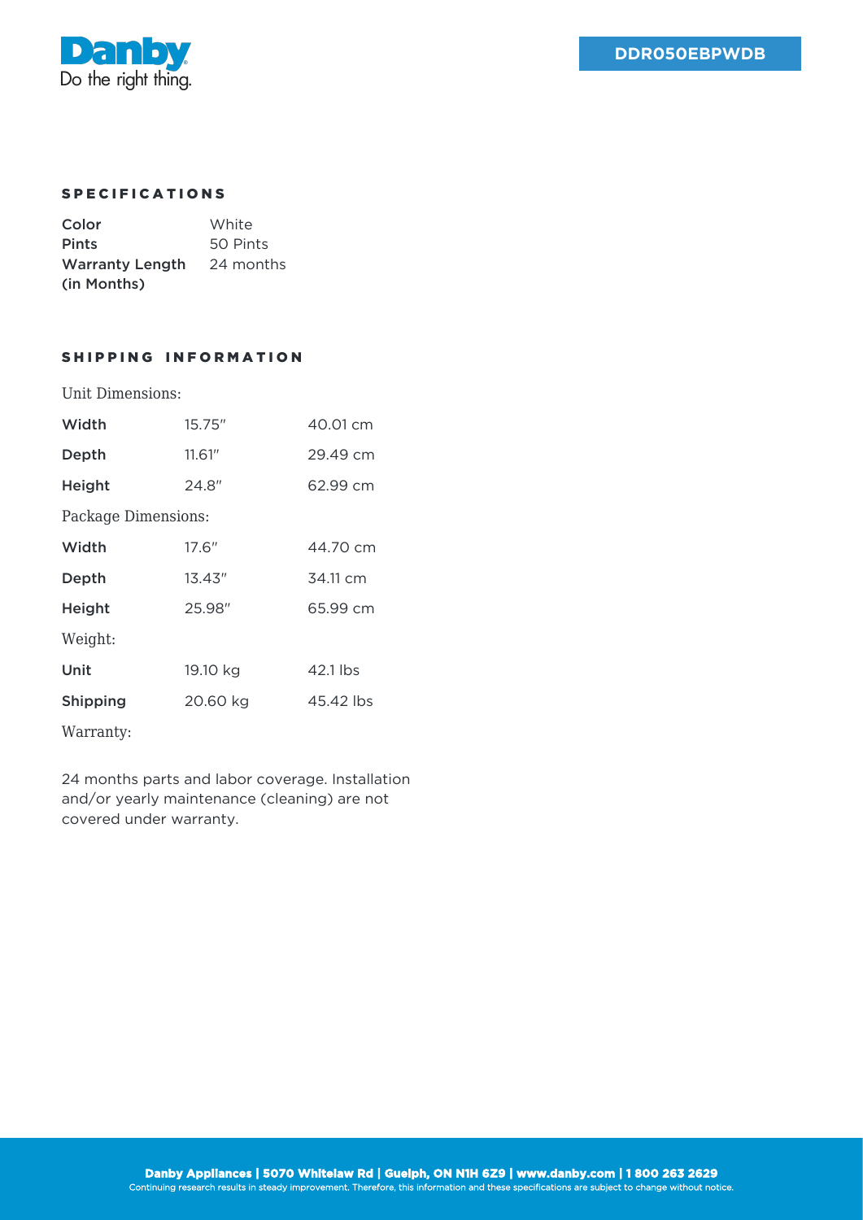**DDR050EBPWDB**

## SPECIFICATIONS

| | |
|---|---|
| **Color** | White |
| **Pints** | 50 Pints |
| **Warranty Length (in Months)** | 24 months |

## SHIPPING INFORMATION

Unit Dimensions:

| | | |
|---|---|---|
| **Width** | 15.75" | 40.01 cm |
| **Depth** | 11.61" | 29.49 cm |
| **Height** | 24.8" | 62.99 cm |

Package Dimensions:

| | | |
|---|---|---|
| **Width** | 17.6" | 44.70 cm |
| **Depth** | 13.43" | 34.11 cm |
| **Height** | 25.98" | 65.99 cm |

Weight:

| | | |
|---|---|---|
| **Unit** | 19.10 kg | 42.1 lbs |
| **Shipping** | 20.60 kg | 45.42 lbs |

Warranty:

24 months parts and labor coverage. Installation and/or yearly maintenance (cleaning) are not covered under warranty.

**Danby Appliances | 5070 Whitelaw Rd | Guelph, ON N1H 6Z9 | www.danby.com | 1 800 263 2629**
Continuing research results in steady improvement. Therefore, this information and these specifications are subject to change without notice.